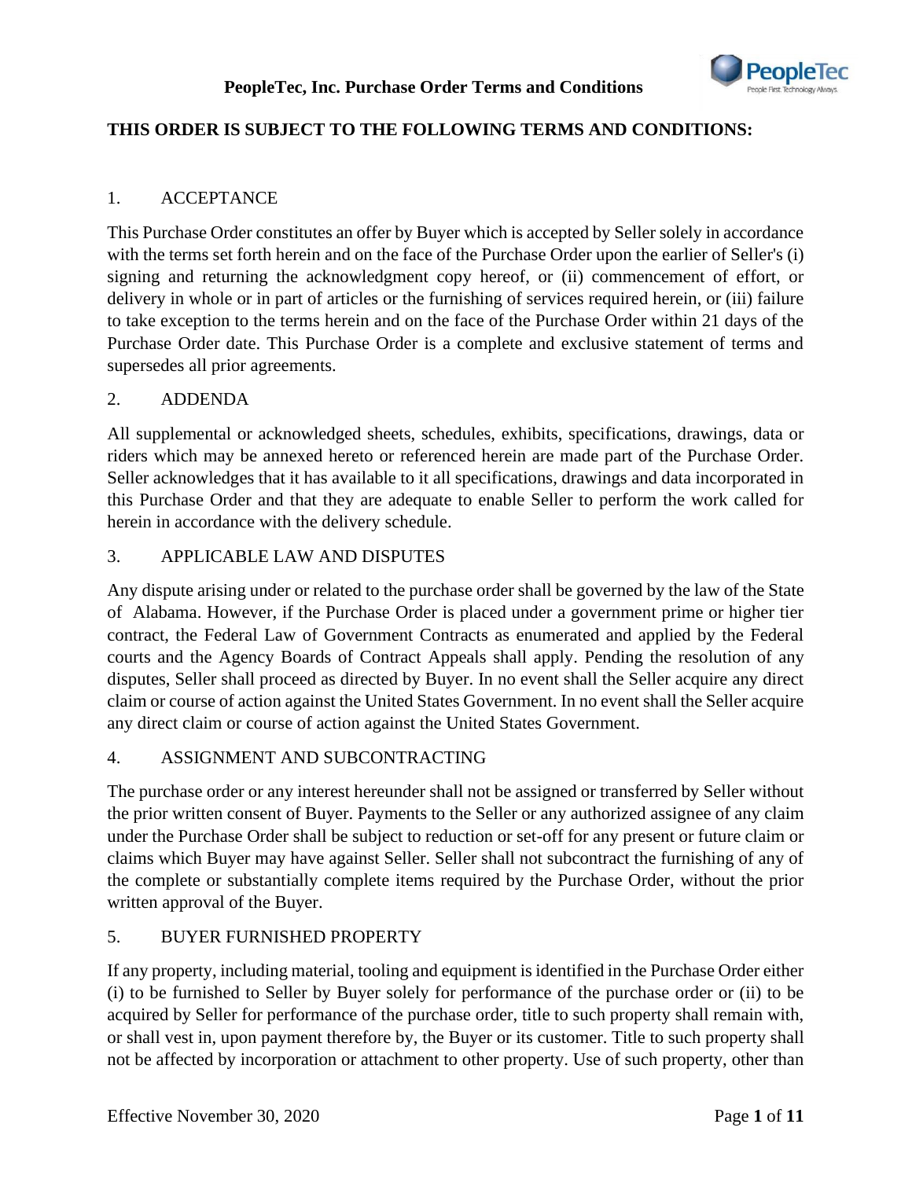# PeopleTec, Inc. Purchase Order Terms and Conditions

**THIS ORDER IS SUBJECT TO THE FOLLOWING TERMS AND CONDITIONS:**

## 1. ACCEPTANCE

This Purchase Order constitutes an offer by Buyer which is accepted by Seller solely in accordance with the terms set forth herein and on the face of the Purchase Order upon the earlier of Seller's (i) signing and returning the acknowledgment copy hereof, or (ii) commencement of effort, or delivery in whole or in part of articles or the furnishing of services required herein, or (iii) failure to take exception to the terms herein and on the face of the Purchase Order within 21 days of the Purchase Order date. This Purchase Order is a complete and exclusive statement of terms and supersedes all prior agreements.

## 2. ADDENDA

All supplemental or acknowledged sheets, schedules, exhibits, specifications, drawings, data or riders which may be annexed hereto or referenced herein are made part of the Purchase Order. Seller acknowledges that it has available to it all specifications, drawings and data incorporated in this Purchase Order and that they are adequate to enable Seller to perform the work called for herein in accordance with the delivery schedule.

## 3. APPLICABLE LAW AND DISPUTES

Any dispute arising under or related to the purchase order shall be governed by the law of the State of Alabama. However, if the Purchase Order is placed under a government prime or higher tier contract, the Federal Law of Government Contracts as enumerated and applied by the Federal courts and the Agency Boards of Contract Appeals shall apply. Pending the resolution of any disputes, Seller shall proceed as directed by Buyer. In no event shall the Seller acquire any direct claim or course of action against the United States Government. In no event shall the Seller acquire any direct claim or course of action against the United States Government.

## 4. ASSIGNMENT AND SUBCONTRACTING

The purchase order or any interest hereunder shall not be assigned or transferred by Seller without the prior written consent of Buyer. Payments to the Seller or any authorized assignee of any claim under the Purchase Order shall be subject to reduction or set-off for any present or future claim or claims which Buyer may have against Seller. Seller shall not subcontract the furnishing of any of the complete or substantially complete items required by the Purchase Order, without the prior written approval of the Buyer.

## 5. BUYER FURNISHED PROPERTY

If any property, including material, tooling and equipment is identified in the Purchase Order either (i) to be furnished to Seller by Buyer solely for performance of the purchase order or (ii) to be acquired by Seller for performance of the purchase order, title to such property shall remain with, or shall vest in, upon payment therefore by, the Buyer or its customer. Title to such property shall not be affected by incorporation or attachment to other property. Use of such property, other than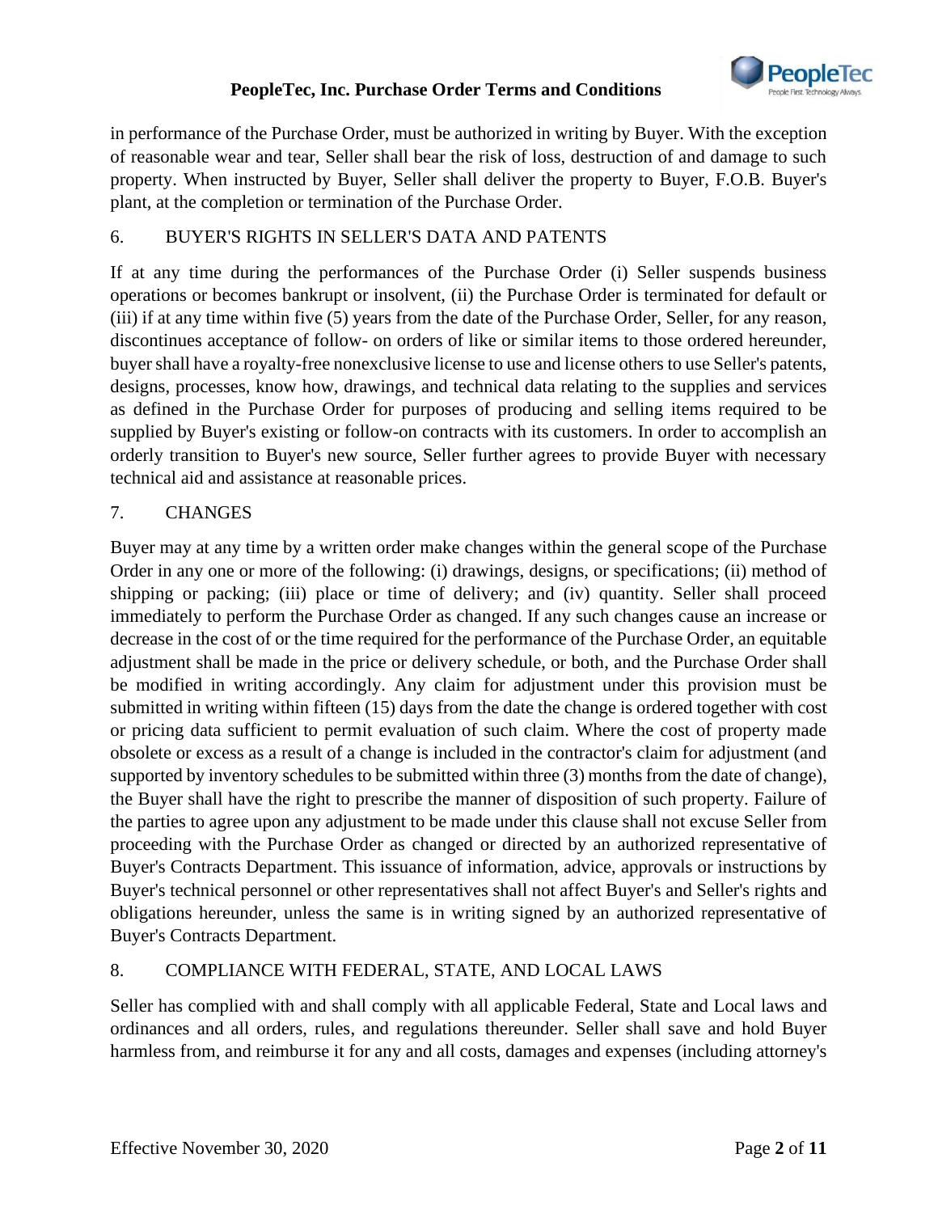in performance of the Purchase Order, must be authorized in writing by Buyer. With the exception of reasonable wear and tear, Seller shall bear the risk of loss, destruction of and damage to such property. When instructed by Buyer, Seller shall deliver the property to Buyer, F.O.B. Buyer's plant, at the completion or termination of the Purchase Order.

## 6. BUYER'S RIGHTS IN SELLER'S DATA AND PATENTS

If at any time during the performances of the Purchase Order (i) Seller suspends business operations or becomes bankrupt or insolvent, (ii) the Purchase Order is terminated for default or (iii) if at any time within five (5) years from the date of the Purchase Order, Seller, for any reason, discontinues acceptance of follow- on orders of like or similar items to those ordered hereunder, buyer shall have a royalty-free nonexclusive license to use and license others to use Seller's patents, designs, processes, know how, drawings, and technical data relating to the supplies and services as defined in the Purchase Order for purposes of producing and selling items required to be supplied by Buyer's existing or follow-on contracts with its customers. In order to accomplish an orderly transition to Buyer's new source, Seller further agrees to provide Buyer with necessary technical aid and assistance at reasonable prices.

## 7. CHANGES

Buyer may at any time by a written order make changes within the general scope of the Purchase Order in any one or more of the following: (i) drawings, designs, or specifications; (ii) method of shipping or packing; (iii) place or time of delivery; and (iv) quantity. Seller shall proceed immediately to perform the Purchase Order as changed. If any such changes cause an increase or decrease in the cost of or the time required for the performance of the Purchase Order, an equitable adjustment shall be made in the price or delivery schedule, or both, and the Purchase Order shall be modified in writing accordingly. Any claim for adjustment under this provision must be submitted in writing within fifteen (15) days from the date the change is ordered together with cost or pricing data sufficient to permit evaluation of such claim. Where the cost of property made obsolete or excess as a result of a change is included in the contractor's claim for adjustment (and supported by inventory schedules to be submitted within three (3) months from the date of change), the Buyer shall have the right to prescribe the manner of disposition of such property. Failure of the parties to agree upon any adjustment to be made under this clause shall not excuse Seller from proceeding with the Purchase Order as changed or directed by an authorized representative of Buyer's Contracts Department. This issuance of information, advice, approvals or instructions by Buyer's technical personnel or other representatives shall not affect Buyer's and Seller's rights and obligations hereunder, unless the same is in writing signed by an authorized representative of Buyer's Contracts Department.

## 8. COMPLIANCE WITH FEDERAL, STATE, AND LOCAL LAWS

Seller has complied with and shall comply with all applicable Federal, State and Local laws and ordinances and all orders, rules, and regulations thereunder. Seller shall save and hold Buyer harmless from, and reimburse it for any and all costs, damages and expenses (including attorney's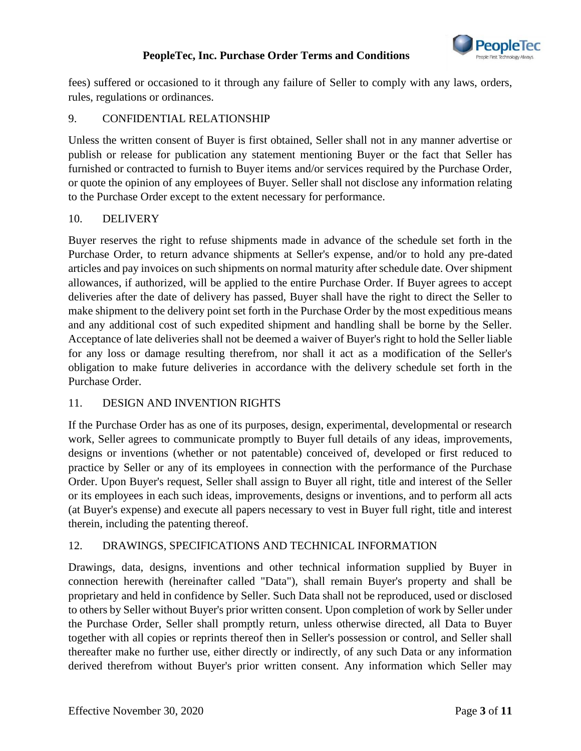fees) suffered or occasioned to it through any failure of Seller to comply with any laws, orders, rules, regulations or ordinances.

## 9. CONFIDENTIAL RELATIONSHIP

Unless the written consent of Buyer is first obtained, Seller shall not in any manner advertise or publish or release for publication any statement mentioning Buyer or the fact that Seller has furnished or contracted to furnish to Buyer items and/or services required by the Purchase Order, or quote the opinion of any employees of Buyer. Seller shall not disclose any information relating to the Purchase Order except to the extent necessary for performance.

## 10. DELIVERY

Buyer reserves the right to refuse shipments made in advance of the schedule set forth in the Purchase Order, to return advance shipments at Seller's expense, and/or to hold any pre-dated articles and pay invoices on such shipments on normal maturity after schedule date. Over shipment allowances, if authorized, will be applied to the entire Purchase Order. If Buyer agrees to accept deliveries after the date of delivery has passed, Buyer shall have the right to direct the Seller to make shipment to the delivery point set forth in the Purchase Order by the most expeditious means and any additional cost of such expedited shipment and handling shall be borne by the Seller. Acceptance of late deliveries shall not be deemed a waiver of Buyer's right to hold the Seller liable for any loss or damage resulting therefrom, nor shall it act as a modification of the Seller's obligation to make future deliveries in accordance with the delivery schedule set forth in the Purchase Order.

## 11. DESIGN AND INVENTION RIGHTS

If the Purchase Order has as one of its purposes, design, experimental, developmental or research work, Seller agrees to communicate promptly to Buyer full details of any ideas, improvements, designs or inventions (whether or not patentable) conceived of, developed or first reduced to practice by Seller or any of its employees in connection with the performance of the Purchase Order. Upon Buyer's request, Seller shall assign to Buyer all right, title and interest of the Seller or its employees in each such ideas, improvements, designs or inventions, and to perform all acts (at Buyer's expense) and execute all papers necessary to vest in Buyer full right, title and interest therein, including the patenting thereof.

## 12. DRAWINGS, SPECIFICATIONS AND TECHNICAL INFORMATION

Drawings, data, designs, inventions and other technical information supplied by Buyer in connection herewith (hereinafter called "Data"), shall remain Buyer's property and shall be proprietary and held in confidence by Seller. Such Data shall not be reproduced, used or disclosed to others by Seller without Buyer's prior written consent. Upon completion of work by Seller under the Purchase Order, Seller shall promptly return, unless otherwise directed, all Data to Buyer together with all copies or reprints thereof then in Seller's possession or control, and Seller shall thereafter make no further use, either directly or indirectly, of any such Data or any information derived therefrom without Buyer's prior written consent. Any information which Seller may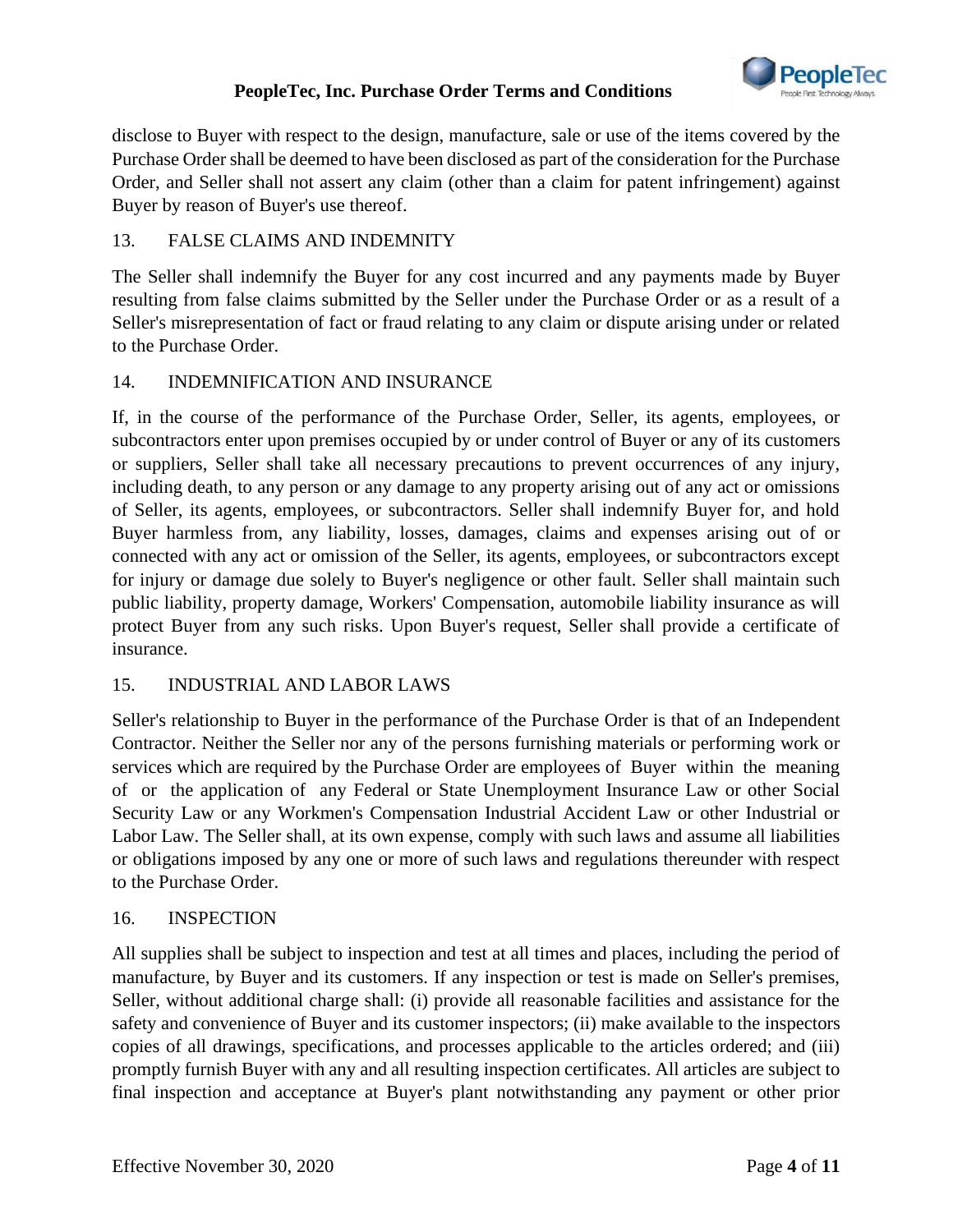disclose to Buyer with respect to the design, manufacture, sale or use of the items covered by the Purchase Order shall be deemed to have been disclosed as part of the consideration for the Purchase Order, and Seller shall not assert any claim (other than a claim for patent infringement) against Buyer by reason of Buyer's use thereof.

## 13. FALSE CLAIMS AND INDEMNITY

The Seller shall indemnify the Buyer for any cost incurred and any payments made by Buyer resulting from false claims submitted by the Seller under the Purchase Order or as a result of a Seller's misrepresentation of fact or fraud relating to any claim or dispute arising under or related to the Purchase Order.

## 14. INDEMNIFICATION AND INSURANCE

If, in the course of the performance of the Purchase Order, Seller, its agents, employees, or subcontractors enter upon premises occupied by or under control of Buyer or any of its customers or suppliers, Seller shall take all necessary precautions to prevent occurrences of any injury, including death, to any person or any damage to any property arising out of any act or omissions of Seller, its agents, employees, or subcontractors. Seller shall indemnify Buyer for, and hold Buyer harmless from, any liability, losses, damages, claims and expenses arising out of or connected with any act or omission of the Seller, its agents, employees, or subcontractors except for injury or damage due solely to Buyer's negligence or other fault. Seller shall maintain such public liability, property damage, Workers' Compensation, automobile liability insurance as will protect Buyer from any such risks. Upon Buyer's request, Seller shall provide a certificate of insurance.

## 15. INDUSTRIAL AND LABOR LAWS

Seller's relationship to Buyer in the performance of the Purchase Order is that of an Independent Contractor. Neither the Seller nor any of the persons furnishing materials or performing work or services which are required by the Purchase Order are employees of Buyer within the meaning of or the application of any Federal or State Unemployment Insurance Law or other Social Security Law or any Workmen's Compensation Industrial Accident Law or other Industrial or Labor Law. The Seller shall, at its own expense, comply with such laws and assume all liabilities or obligations imposed by any one or more of such laws and regulations thereunder with respect to the Purchase Order.

## 16. INSPECTION

All supplies shall be subject to inspection and test at all times and places, including the period of manufacture, by Buyer and its customers. If any inspection or test is made on Seller's premises, Seller, without additional charge shall: (i) provide all reasonable facilities and assistance for the safety and convenience of Buyer and its customer inspectors; (ii) make available to the inspectors copies of all drawings, specifications, and processes applicable to the articles ordered; and (iii) promptly furnish Buyer with any and all resulting inspection certificates. All articles are subject to final inspection and acceptance at Buyer's plant notwithstanding any payment or other prior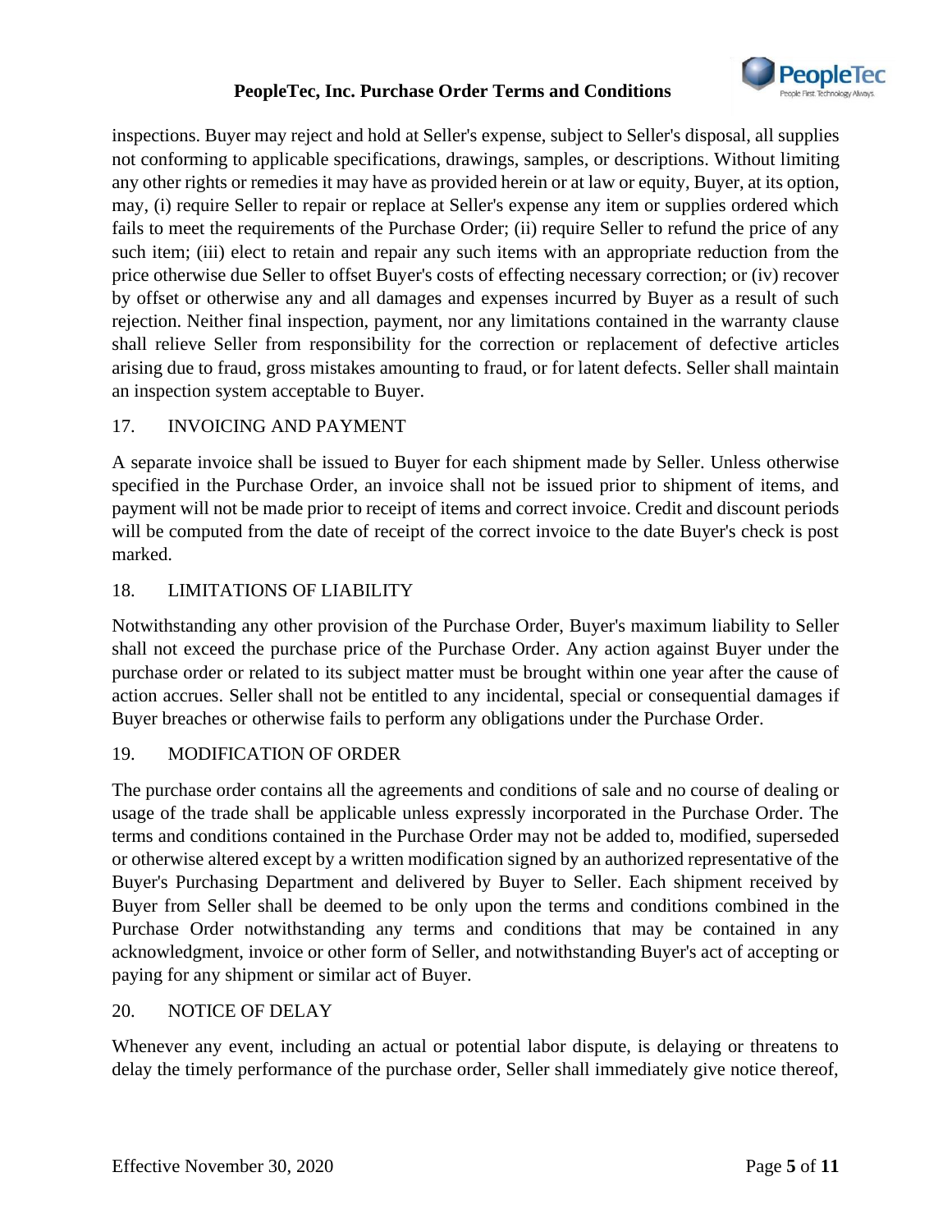inspections. Buyer may reject and hold at Seller's expense, subject to Seller's disposal, all supplies not conforming to applicable specifications, drawings, samples, or descriptions. Without limiting any other rights or remedies it may have as provided herein or at law or equity, Buyer, at its option, may, (i) require Seller to repair or replace at Seller's expense any item or supplies ordered which fails to meet the requirements of the Purchase Order; (ii) require Seller to refund the price of any such item; (iii) elect to retain and repair any such items with an appropriate reduction from the price otherwise due Seller to offset Buyer's costs of effecting necessary correction; or (iv) recover by offset or otherwise any and all damages and expenses incurred by Buyer as a result of such rejection. Neither final inspection, payment, nor any limitations contained in the warranty clause shall relieve Seller from responsibility for the correction or replacement of defective articles arising due to fraud, gross mistakes amounting to fraud, or for latent defects. Seller shall maintain an inspection system acceptable to Buyer.

## 17. INVOICING AND PAYMENT

A separate invoice shall be issued to Buyer for each shipment made by Seller. Unless otherwise specified in the Purchase Order, an invoice shall not be issued prior to shipment of items, and payment will not be made prior to receipt of items and correct invoice. Credit and discount periods will be computed from the date of receipt of the correct invoice to the date Buyer's check is post marked.

## 18. LIMITATIONS OF LIABILITY

Notwithstanding any other provision of the Purchase Order, Buyer's maximum liability to Seller shall not exceed the purchase price of the Purchase Order. Any action against Buyer under the purchase order or related to its subject matter must be brought within one year after the cause of action accrues. Seller shall not be entitled to any incidental, special or consequential damages if Buyer breaches or otherwise fails to perform any obligations under the Purchase Order.

## 19. MODIFICATION OF ORDER

The purchase order contains all the agreements and conditions of sale and no course of dealing or usage of the trade shall be applicable unless expressly incorporated in the Purchase Order. The terms and conditions contained in the Purchase Order may not be added to, modified, superseded or otherwise altered except by a written modification signed by an authorized representative of the Buyer's Purchasing Department and delivered by Buyer to Seller. Each shipment received by Buyer from Seller shall be deemed to be only upon the terms and conditions combined in the Purchase Order notwithstanding any terms and conditions that may be contained in any acknowledgment, invoice or other form of Seller, and notwithstanding Buyer's act of accepting or paying for any shipment or similar act of Buyer.

## 20. NOTICE OF DELAY

Whenever any event, including an actual or potential labor dispute, is delaying or threatens to delay the timely performance of the purchase order, Seller shall immediately give notice thereof,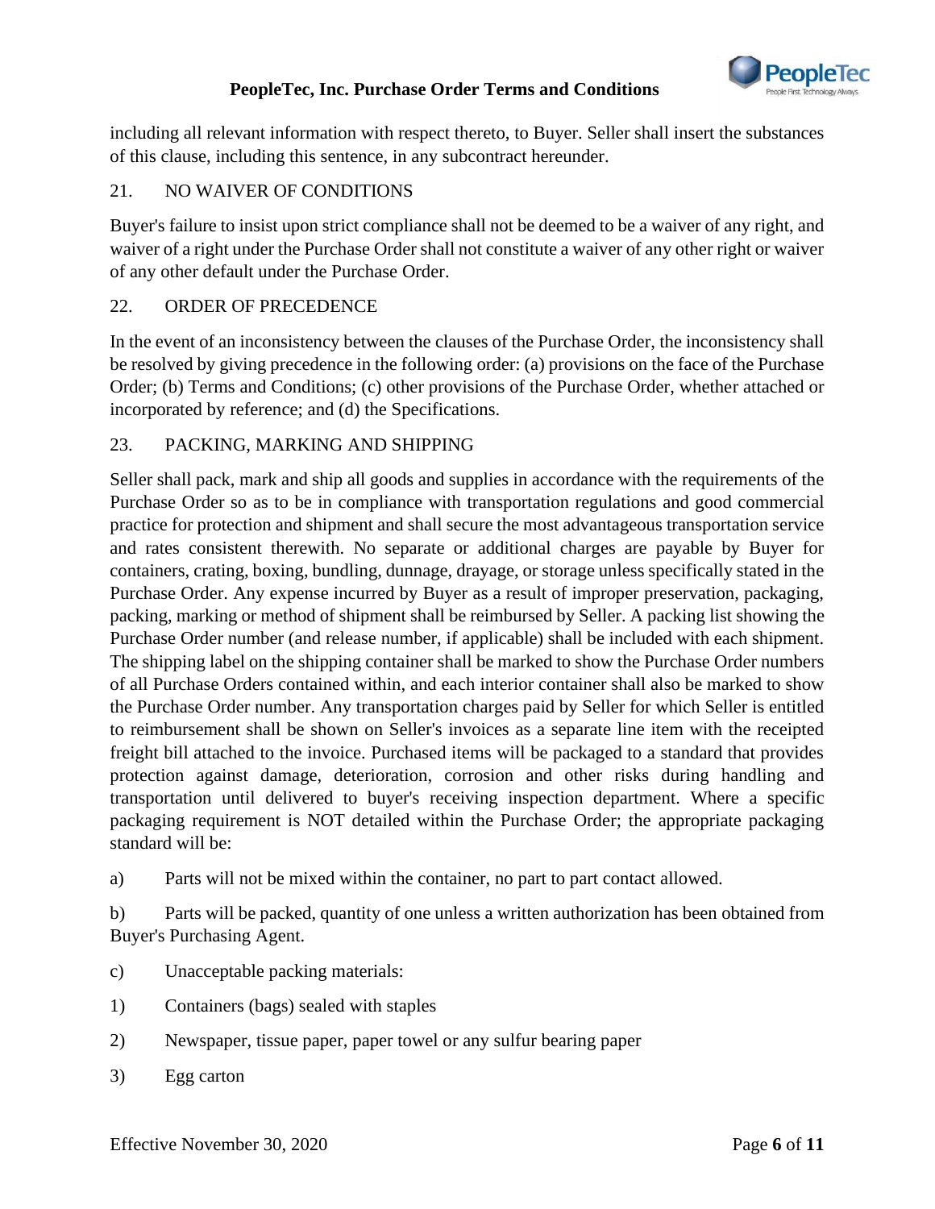including all relevant information with respect thereto, to Buyer. Seller shall insert the substances of this clause, including this sentence, in any subcontract hereunder.

## 21. NO WAIVER OF CONDITIONS

Buyer's failure to insist upon strict compliance shall not be deemed to be a waiver of any right, and waiver of a right under the Purchase Order shall not constitute a waiver of any other right or waiver of any other default under the Purchase Order.

## 22. ORDER OF PRECEDENCE

In the event of an inconsistency between the clauses of the Purchase Order, the inconsistency shall be resolved by giving precedence in the following order: (a) provisions on the face of the Purchase Order; (b) Terms and Conditions; (c) other provisions of the Purchase Order, whether attached or incorporated by reference; and (d) the Specifications.

## 23. PACKING, MARKING AND SHIPPING

Seller shall pack, mark and ship all goods and supplies in accordance with the requirements of the Purchase Order so as to be in compliance with transportation regulations and good commercial practice for protection and shipment and shall secure the most advantageous transportation service and rates consistent therewith. No separate or additional charges are payable by Buyer for containers, crating, boxing, bundling, dunnage, drayage, or storage unless specifically stated in the Purchase Order. Any expense incurred by Buyer as a result of improper preservation, packaging, packing, marking or method of shipment shall be reimbursed by Seller. A packing list showing the Purchase Order number (and release number, if applicable) shall be included with each shipment. The shipping label on the shipping container shall be marked to show the Purchase Order numbers of all Purchase Orders contained within, and each interior container shall also be marked to show the Purchase Order number. Any transportation charges paid by Seller for which Seller is entitled to reimbursement shall be shown on Seller's invoices as a separate line item with the receipted freight bill attached to the invoice. Purchased items will be packaged to a standard that provides protection against damage, deterioration, corrosion and other risks during handling and transportation until delivered to buyer's receiving inspection department. Where a specific packaging requirement is NOT detailed within the Purchase Order; the appropriate packaging standard will be:

a) Parts will not be mixed within the container, no part to part contact allowed.

b) Parts will be packed, quantity of one unless a written authorization has been obtained from Buyer's Purchasing Agent.

c) Unacceptable packing materials:

1) Containers (bags) sealed with staples

2) Newspaper, tissue paper, paper towel or any sulfur bearing paper

3) Egg carton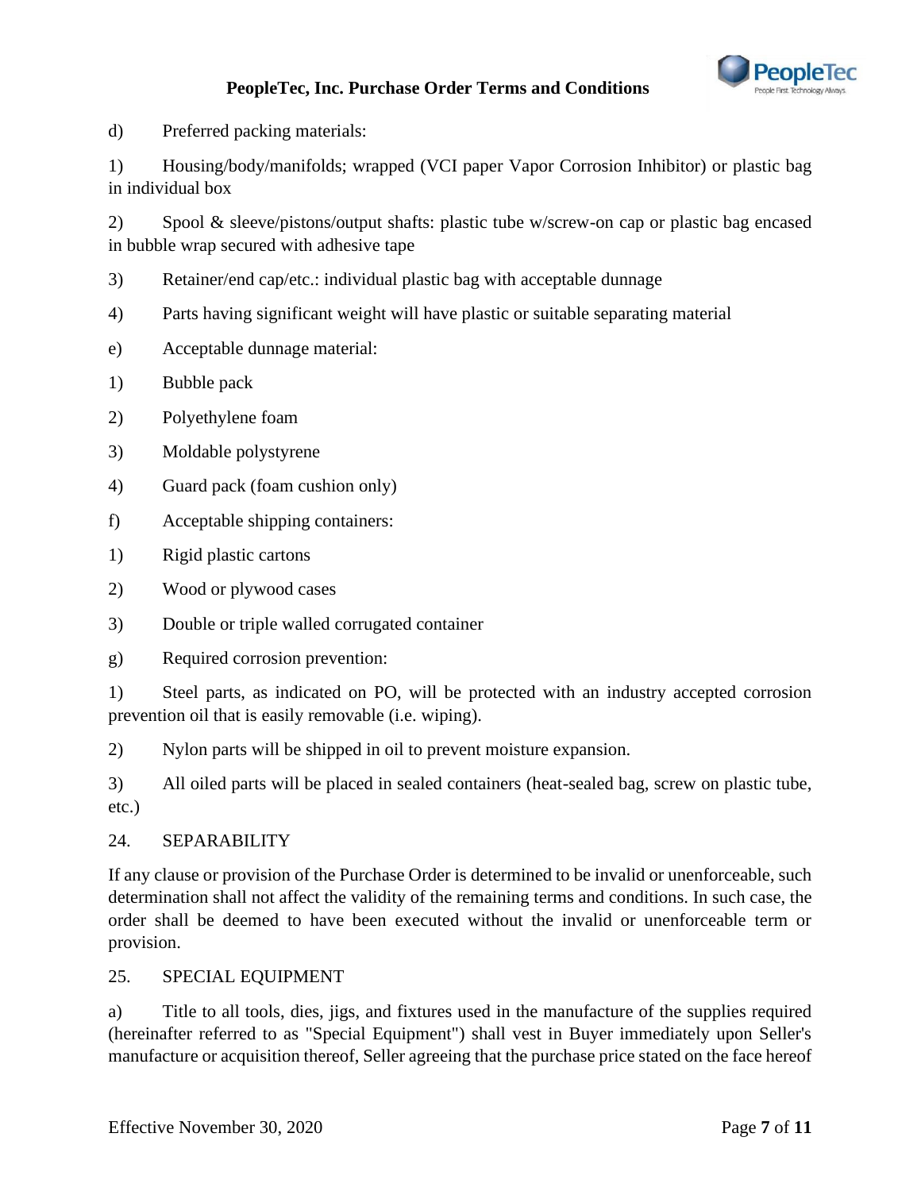d) Preferred packing materials:

1) Housing/body/manifolds; wrapped (VCI paper Vapor Corrosion Inhibitor) or plastic bag in individual box

2) Spool & sleeve/pistons/output shafts: plastic tube w/screw-on cap or plastic bag encased in bubble wrap secured with adhesive tape

3) Retainer/end cap/etc.: individual plastic bag with acceptable dunnage

4) Parts having significant weight will have plastic or suitable separating material

e) Acceptable dunnage material:

1) Bubble pack

2) Polyethylene foam

3) Moldable polystyrene

4) Guard pack (foam cushion only)

f) Acceptable shipping containers:

1) Rigid plastic cartons

2) Wood or plywood cases

3) Double or triple walled corrugated container

g) Required corrosion prevention:

1) Steel parts, as indicated on PO, will be protected with an industry accepted corrosion prevention oil that is easily removable (i.e. wiping).

2) Nylon parts will be shipped in oil to prevent moisture expansion.

3) All oiled parts will be placed in sealed containers (heat-sealed bag, screw on plastic tube, etc.)

## 24. SEPARABILITY

If any clause or provision of the Purchase Order is determined to be invalid or unenforceable, such determination shall not affect the validity of the remaining terms and conditions. In such case, the order shall be deemed to have been executed without the invalid or unenforceable term or provision.

## 25. SPECIAL EQUIPMENT

a) Title to all tools, dies, jigs, and fixtures used in the manufacture of the supplies required (hereinafter referred to as "Special Equipment") shall vest in Buyer immediately upon Seller's manufacture or acquisition thereof, Seller agreeing that the purchase price stated on the face hereof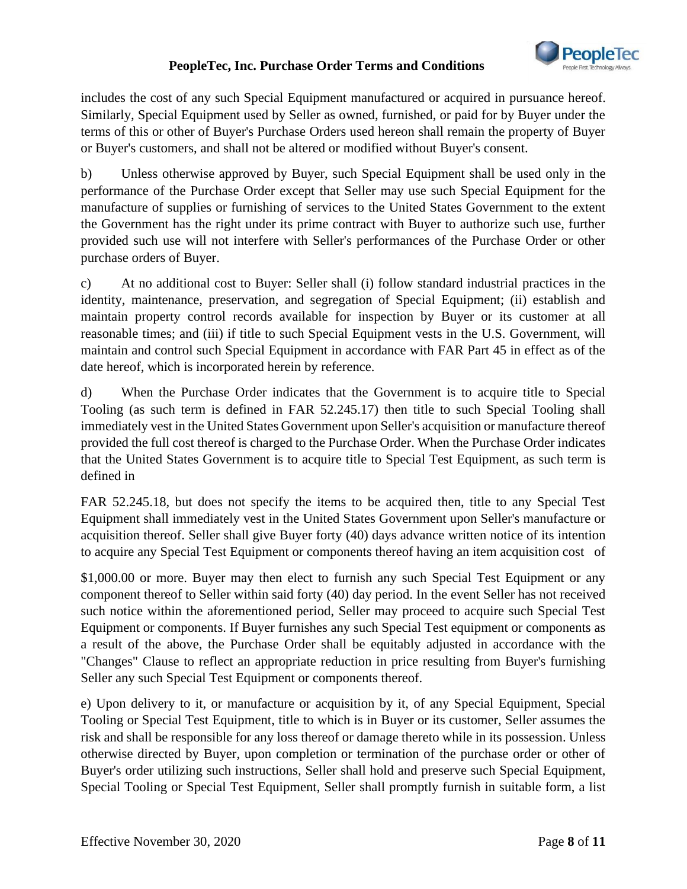includes the cost of any such Special Equipment manufactured or acquired in pursuance hereof. Similarly, Special Equipment used by Seller as owned, furnished, or paid for by Buyer under the terms of this or other of Buyer's Purchase Orders used hereon shall remain the property of Buyer or Buyer's customers, and shall not be altered or modified without Buyer's consent.

b) Unless otherwise approved by Buyer, such Special Equipment shall be used only in the performance of the Purchase Order except that Seller may use such Special Equipment for the manufacture of supplies or furnishing of services to the United States Government to the extent the Government has the right under its prime contract with Buyer to authorize such use, further provided such use will not interfere with Seller's performances of the Purchase Order or other purchase orders of Buyer.

c) At no additional cost to Buyer: Seller shall (i) follow standard industrial practices in the identity, maintenance, preservation, and segregation of Special Equipment; (ii) establish and maintain property control records available for inspection by Buyer or its customer at all reasonable times; and (iii) if title to such Special Equipment vests in the U.S. Government, will maintain and control such Special Equipment in accordance with FAR Part 45 in effect as of the date hereof, which is incorporated herein by reference.

d) When the Purchase Order indicates that the Government is to acquire title to Special Tooling (as such term is defined in FAR 52.245.17) then title to such Special Tooling shall immediately vest in the United States Government upon Seller's acquisition or manufacture thereof provided the full cost thereof is charged to the Purchase Order. When the Purchase Order indicates that the United States Government is to acquire title to Special Test Equipment, as such term is defined in FAR 52.245.18, but does not specify the items to be acquired then, title to any Special Test Equipment shall immediately vest in the United States Government upon Seller's manufacture or acquisition thereof. Seller shall give Buyer forty (40) days advance written notice of its intention to acquire any Special Test Equipment or components thereof having an item acquisition cost of $1,000.00 or more. Buyer may then elect to furnish any such Special Test Equipment or any component thereof to Seller within said forty (40) day period. In the event Seller has not received such notice within the aforementioned period, Seller may proceed to acquire such Special Test Equipment or components. If Buyer furnishes any such Special Test equipment or components as a result of the above, the Purchase Order shall be equitably adjusted in accordance with the "Changes" Clause to reflect an appropriate reduction in price resulting from Buyer's furnishing Seller any such Special Test Equipment or components thereof.

e) Upon delivery to it, or manufacture or acquisition by it, of any Special Equipment, Special Tooling or Special Test Equipment, title to which is in Buyer or its customer, Seller assumes the risk and shall be responsible for any loss thereof or damage thereto while in its possession. Unless otherwise directed by Buyer, upon completion or termination of the purchase order or other of Buyer's order utilizing such instructions, Seller shall hold and preserve such Special Equipment, Special Tooling or Special Test Equipment, Seller shall promptly furnish in suitable form, a list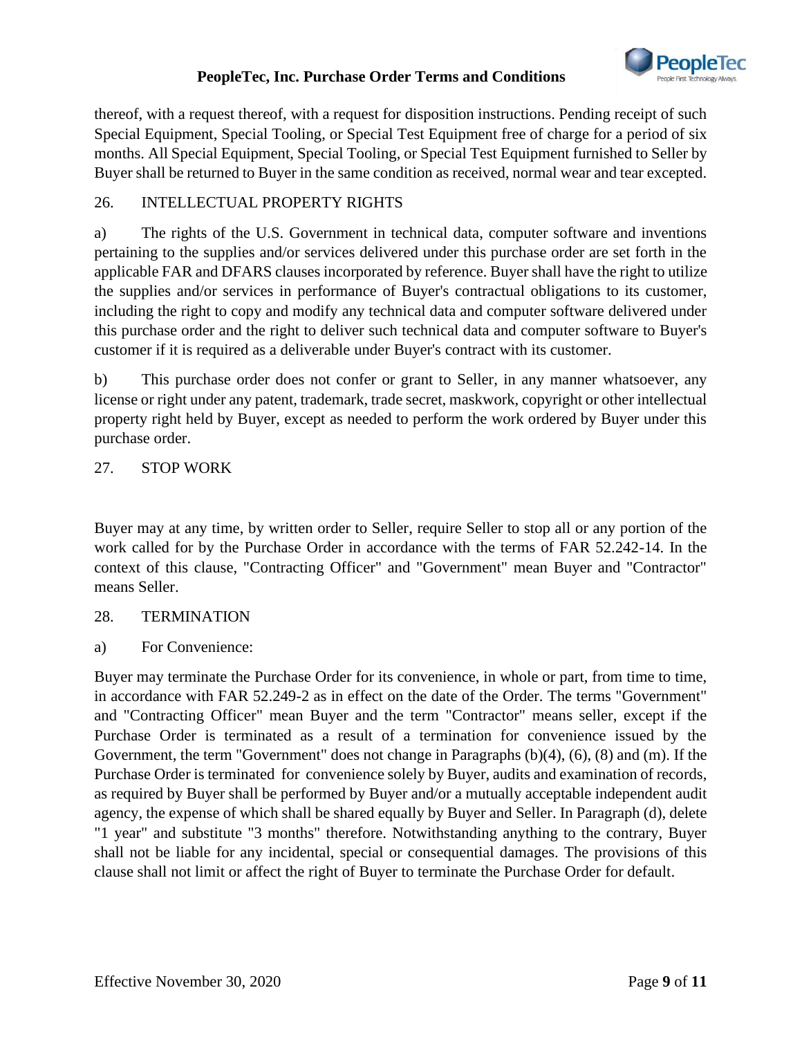thereof, with a request thereof, with a request for disposition instructions. Pending receipt of such Special Equipment, Special Tooling, or Special Test Equipment free of charge for a period of six months. All Special Equipment, Special Tooling, or Special Test Equipment furnished to Seller by Buyer shall be returned to Buyer in the same condition as received, normal wear and tear excepted.

## 26. INTELLECTUAL PROPERTY RIGHTS

a) The rights of the U.S. Government in technical data, computer software and inventions pertaining to the supplies and/or services delivered under this purchase order are set forth in the applicable FAR and DFARS clauses incorporated by reference. Buyer shall have the right to utilize the supplies and/or services in performance of Buyer's contractual obligations to its customer, including the right to copy and modify any technical data and computer software delivered under this purchase order and the right to deliver such technical data and computer software to Buyer's customer if it is required as a deliverable under Buyer's contract with its customer.

b) This purchase order does not confer or grant to Seller, in any manner whatsoever, any license or right under any patent, trademark, trade secret, maskwork, copyright or other intellectual property right held by Buyer, except as needed to perform the work ordered by Buyer under this purchase order.

## 27. STOP WORK

Buyer may at any time, by written order to Seller, require Seller to stop all or any portion of the work called for by the Purchase Order in accordance with the terms of FAR 52.242-14. In the context of this clause, "Contracting Officer" and "Government" mean Buyer and "Contractor" means Seller.

## 28. TERMINATION

a) For Convenience:

Buyer may terminate the Purchase Order for its convenience, in whole or part, from time to time, in accordance with FAR 52.249-2 as in effect on the date of the Order. The terms "Government" and "Contracting Officer" mean Buyer and the term "Contractor" means seller, except if the Purchase Order is terminated as a result of a termination for convenience issued by the Government, the term "Government" does not change in Paragraphs (b)(4), (6), (8) and (m). If the Purchase Order is terminated for convenience solely by Buyer, audits and examination of records, as required by Buyer shall be performed by Buyer and/or a mutually acceptable independent audit agency, the expense of which shall be shared equally by Buyer and Seller. In Paragraph (d), delete "1 year" and substitute "3 months" therefore. Notwithstanding anything to the contrary, Buyer shall not be liable for any incidental, special or consequential damages. The provisions of this clause shall not limit or affect the right of Buyer to terminate the Purchase Order for default.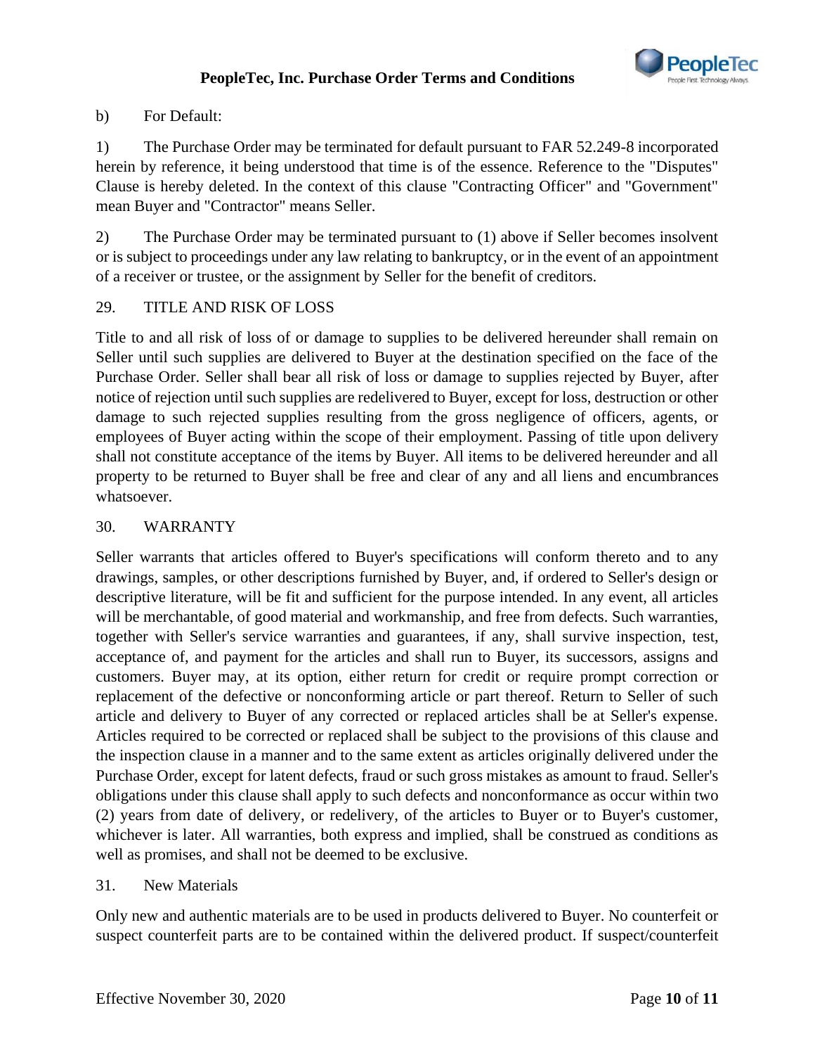b) For Default:

1) The Purchase Order may be terminated for default pursuant to FAR 52.249-8 incorporated herein by reference, it being understood that time is of the essence. Reference to the "Disputes" Clause is hereby deleted. In the context of this clause "Contracting Officer" and "Government" mean Buyer and "Contractor" means Seller.

2) The Purchase Order may be terminated pursuant to (1) above if Seller becomes insolvent or is subject to proceedings under any law relating to bankruptcy, or in the event of an appointment of a receiver or trustee, or the assignment by Seller for the benefit of creditors.

## 29. TITLE AND RISK OF LOSS

Title to and all risk of loss of or damage to supplies to be delivered hereunder shall remain on Seller until such supplies are delivered to Buyer at the destination specified on the face of the Purchase Order. Seller shall bear all risk of loss or damage to supplies rejected by Buyer, after notice of rejection until such supplies are redelivered to Buyer, except for loss, destruction or other damage to such rejected supplies resulting from the gross negligence of officers, agents, or employees of Buyer acting within the scope of their employment. Passing of title upon delivery shall not constitute acceptance of the items by Buyer. All items to be delivered hereunder and all property to be returned to Buyer shall be free and clear of any and all liens and encumbrances whatsoever.

## 30. WARRANTY

Seller warrants that articles offered to Buyer's specifications will conform thereto and to any drawings, samples, or other descriptions furnished by Buyer, and, if ordered to Seller's design or descriptive literature, will be fit and sufficient for the purpose intended. In any event, all articles will be merchantable, of good material and workmanship, and free from defects. Such warranties, together with Seller's service warranties and guarantees, if any, shall survive inspection, test, acceptance of, and payment for the articles and shall run to Buyer, its successors, assigns and customers. Buyer may, at its option, either return for credit or require prompt correction or replacement of the defective or nonconforming article or part thereof. Return to Seller of such article and delivery to Buyer of any corrected or replaced articles shall be at Seller's expense. Articles required to be corrected or replaced shall be subject to the provisions of this clause and the inspection clause in a manner and to the same extent as articles originally delivered under the Purchase Order, except for latent defects, fraud or such gross mistakes as amount to fraud. Seller's obligations under this clause shall apply to such defects and nonconformance as occur within two (2) years from date of delivery, or redelivery, of the articles to Buyer or to Buyer's customer, whichever is later. All warranties, both express and implied, shall be construed as conditions as well as promises, and shall not be deemed to be exclusive.

## 31. New Materials

Only new and authentic materials are to be used in products delivered to Buyer. No counterfeit or suspect counterfeit parts are to be contained within the delivered product. If suspect/counterfeit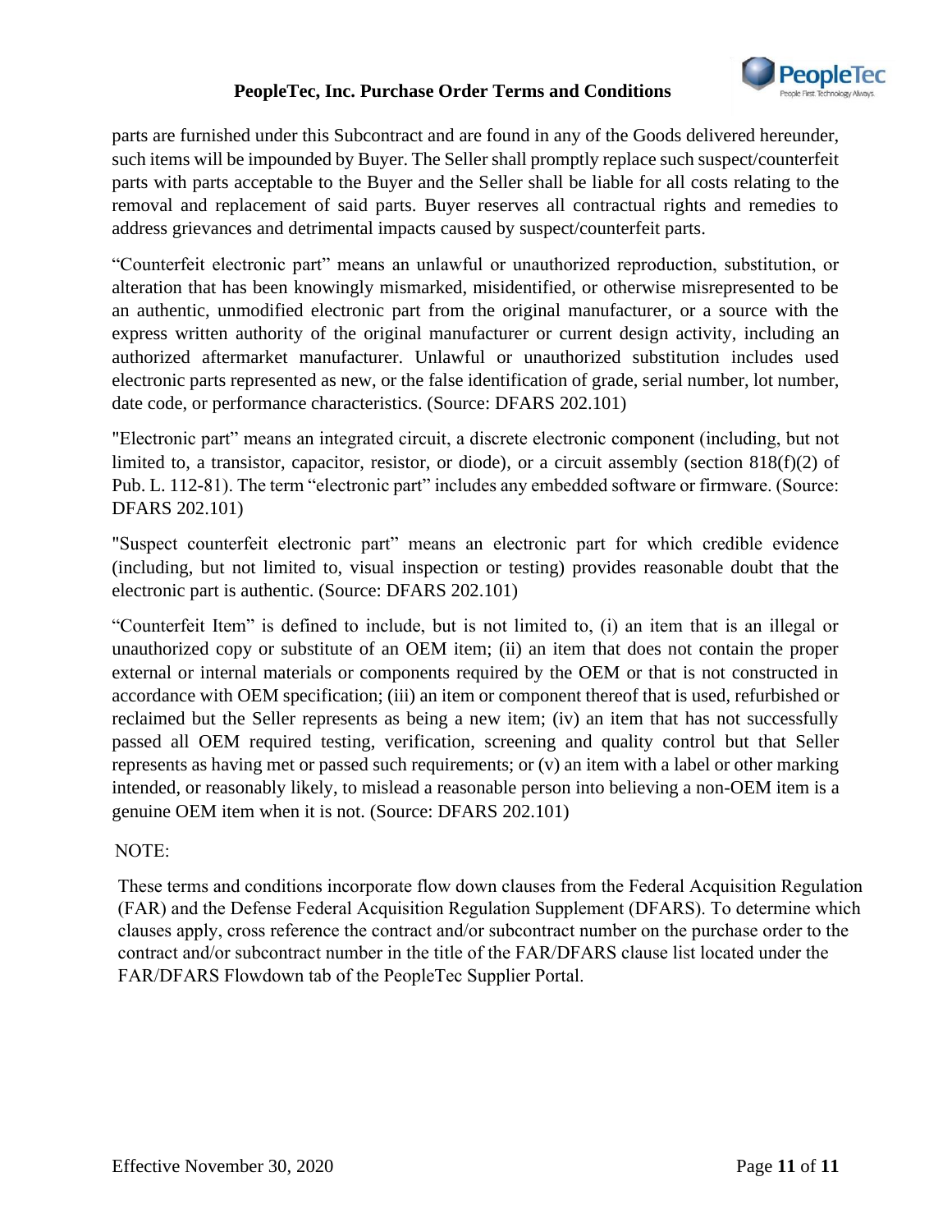parts are furnished under this Subcontract and are found in any of the Goods delivered hereunder, such items will be impounded by Buyer. The Seller shall promptly replace such suspect/counterfeit parts with parts acceptable to the Buyer and the Seller shall be liable for all costs relating to the removal and replacement of said parts. Buyer reserves all contractual rights and remedies to address grievances and detrimental impacts caused by suspect/counterfeit parts.

"Counterfeit electronic part" means an unlawful or unauthorized reproduction, substitution, or alteration that has been knowingly mismarked, misidentified, or otherwise misrepresented to be an authentic, unmodified electronic part from the original manufacturer, or a source with the express written authority of the original manufacturer or current design activity, including an authorized aftermarket manufacturer. Unlawful or unauthorized substitution includes used electronic parts represented as new, or the false identification of grade, serial number, lot number, date code, or performance characteristics. (Source: DFARS 202.101)

"Electronic part" means an integrated circuit, a discrete electronic component (including, but not limited to, a transistor, capacitor, resistor, or diode), or a circuit assembly (section 818(f)(2) of Pub. L. 112-81). The term "electronic part" includes any embedded software or firmware. (Source: DFARS 202.101)

"Suspect counterfeit electronic part" means an electronic part for which credible evidence (including, but not limited to, visual inspection or testing) provides reasonable doubt that the electronic part is authentic. (Source: DFARS 202.101)

"Counterfeit Item" is defined to include, but is not limited to, (i) an item that is an illegal or unauthorized copy or substitute of an OEM item; (ii) an item that does not contain the proper external or internal materials or components required by the OEM or that is not constructed in accordance with OEM specification; (iii) an item or component thereof that is used, refurbished or reclaimed but the Seller represents as being a new item; (iv) an item that has not successfully passed all OEM required testing, verification, screening and quality control but that Seller represents as having met or passed such requirements; or (v) an item with a label or other marking intended, or reasonably likely, to mislead a reasonable person into believing a non-OEM item is a genuine OEM item when it is not. (Source: DFARS 202.101)

NOTE:

These terms and conditions incorporate flow down clauses from the Federal Acquisition Regulation (FAR) and the Defense Federal Acquisition Regulation Supplement (DFARS). To determine which clauses apply, cross reference the contract and/or subcontract number on the purchase order to the contract and/or subcontract number in the title of the FAR/DFARS clause list located under the FAR/DFARS Flowdown tab of the PeopleTec Supplier Portal.